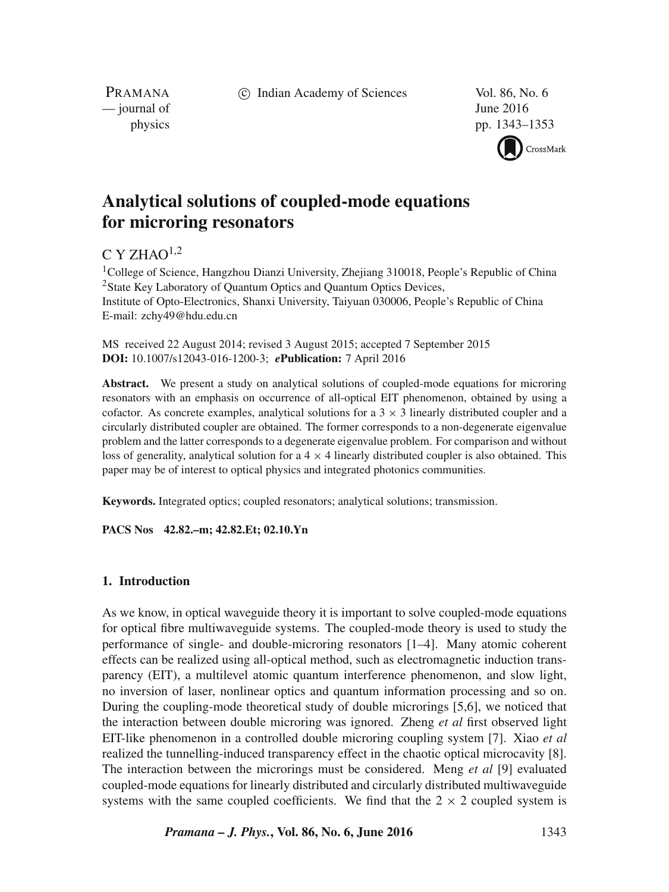# Analytical solutions of coupled-mode equations for microring resonators

C Y ZHAO[1,2]

[1]College of Science, Hangzhou Dianzi University, Zhejiang 310018, People's Republic of China
[2]State Key Laboratory of Quantum Optics and Quantum Optics Devices, Institute of Opto-Electronics, Shanxi University, Taiyuan 030006, People's Republic of China
E-mail: zchy49@hdu.edu.cn

MS received 22 August 2014; revised 3 August 2015; accepted 7 September 2015
**DOI:** 10.1007/s12043-016-1200-3; ***e*Publication:** 7 April 2016

**Abstract.** We present a study on analytical solutions of coupled-mode equations for microring resonators with an emphasis on occurrence of all-optical EIT phenomenon, obtained by using a cofactor. As concrete examples, analytical solutions for a $3 \times 3$ linearly distributed coupler and a circularly distributed coupler are obtained. The former corresponds to a non-degenerate eigenvalue problem and the latter corresponds to a degenerate eigenvalue problem. For comparison and without loss of generality, analytical solution for a $4 \times 4$ linearly distributed coupler is also obtained. This paper may be of interest to optical physics and integrated photonics communities.

**Keywords.** Integrated optics; coupled resonators; analytical solutions; transmission.

**PACS Nos** **42.82.–m; 42.82.Et; 02.10.Yn**

## 1. Introduction

As we know, in optical waveguide theory it is important to solve coupled-mode equations for optical fibre multiwaveguide systems. The coupled-mode theory is used to study the performance of single- and double-microring resonators [1–4]. Many atomic coherent effects can be realized using all-optical method, such as electromagnetic induction transparency (EIT), a multilevel atomic quantum interference phenomenon, and slow light, no inversion of laser, nonlinear optics and quantum information processing and so on. During the coupling-mode theoretical study of double microrings [5,6], we noticed that the interaction between double microring was ignored. Zheng *et al* first observed light EIT-like phenomenon in a controlled double microring coupling system [7]. Xiao *et al* realized the tunnelling-induced transparency effect in the chaotic optical microcavity [8]. The interaction between the microrings must be considered. Meng *et al* [9] evaluated coupled-mode equations for linearly distributed and circularly distributed multiwaveguide systems with the same coupled coefficients. We find that the $2 \times 2$ coupled system is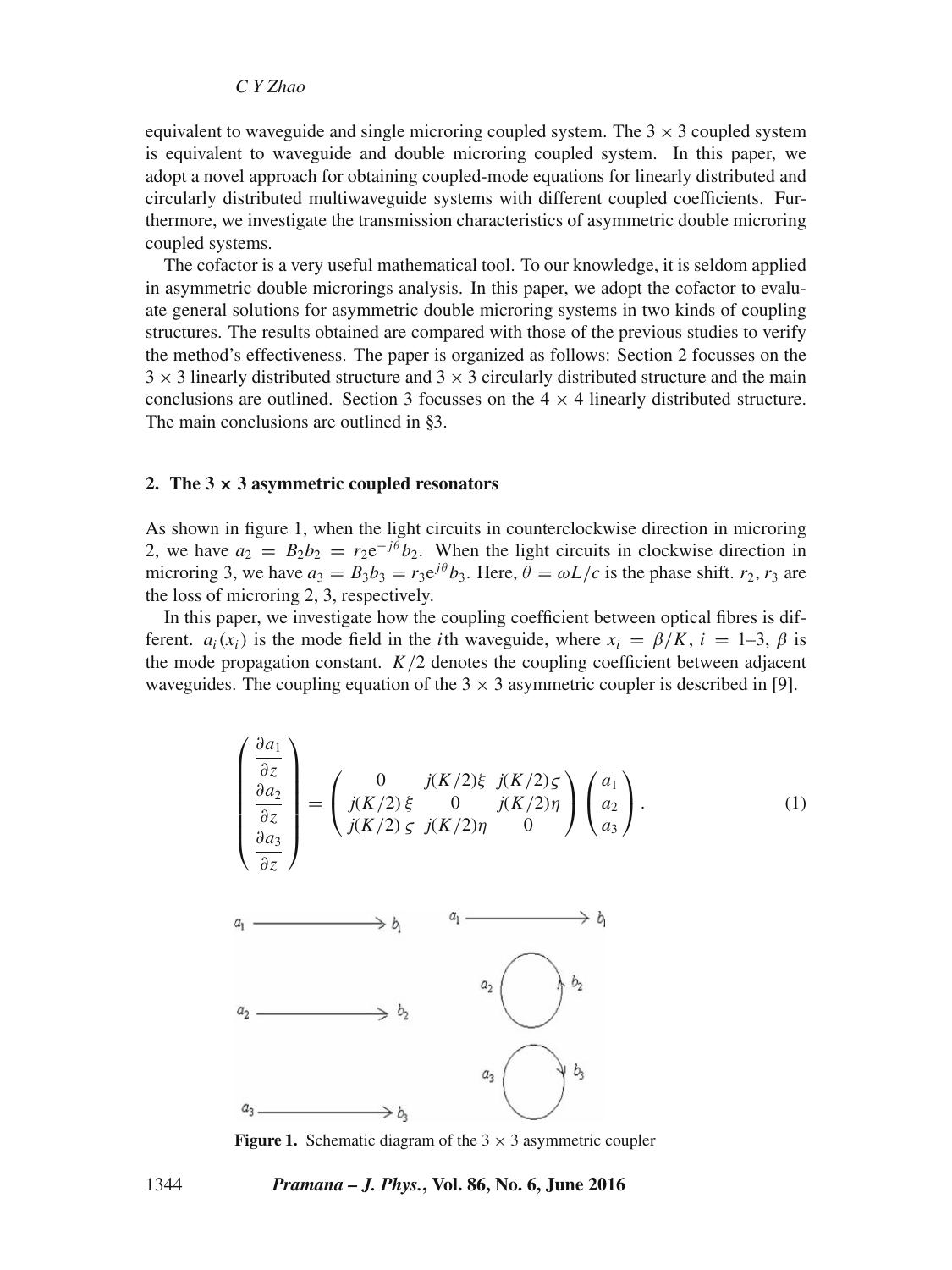equivalent to waveguide and single microring coupled system. The $3 \times 3$ coupled system is equivalent to waveguide and double microring coupled system. In this paper, we adopt a novel approach for obtaining coupled-mode equations for linearly distributed and circularly distributed multiwaveguide systems with different coupled coefficients. Furthermore, we investigate the transmission characteristics of asymmetric double microring coupled systems.

The cofactor is a very useful mathematical tool. To our knowledge, it is seldom applied in asymmetric double microrings analysis. In this paper, we adopt the cofactor to evaluate general solutions for asymmetric double microring systems in two kinds of coupling structures. The results obtained are compared with those of the previous studies to verify the method's effectiveness. The paper is organized as follows: Section 2 focusses on the $3 \times 3$ linearly distributed structure and $3 \times 3$ circularly distributed structure and the main conclusions are outlined. Section 3 focusses on the $4 \times 4$ linearly distributed structure. The main conclusions are outlined in §3.

## 2. The 3 × 3 asymmetric coupled resonators

As shown in figure 1, when the light circuits in counterclockwise direction in microring 2, we have $a_2 = B_2 b_2 = r_2 e^{-j\theta} b_2$. When the light circuits in clockwise direction in microring 3, we have $a_3 = B_3 b_3 = r_3 e^{j\theta} b_3$. Here, $\theta = \omega L/c$ is the phase shift. $r_2$, $r_3$ are the loss of microring 2, 3, respectively.

In this paper, we investigate how the coupling coefficient between optical fibres is different. $a_i(x_i)$ is the mode field in the $i$th waveguide, where $x_i = \beta/K$, $i = 1$–$3$, $\beta$ is the mode propagation constant. $K/2$ denotes the coupling coefficient between adjacent waveguides. The coupling equation of the $3 \times 3$ asymmetric coupler is described in [9].

$$
\begin{pmatrix} \dfrac{\partial a_1}{\partial z} \\ \dfrac{\partial a_2}{\partial z} \\ \dfrac{\partial a_3}{\partial z} \end{pmatrix} = \begin{pmatrix} 0 & j(K/2)\xi & j(K/2)\varsigma \\ j(K/2)\,\xi & 0 & j(K/2)\eta \\ j(K/2)\,\varsigma & j(K/2)\eta & 0 \end{pmatrix} \begin{pmatrix} a_1 \\ a_2 \\ a_3 \end{pmatrix}. \tag{1}
$$

**Figure 1.** Schematic diagram of the $3 \times 3$ asymmetric coupler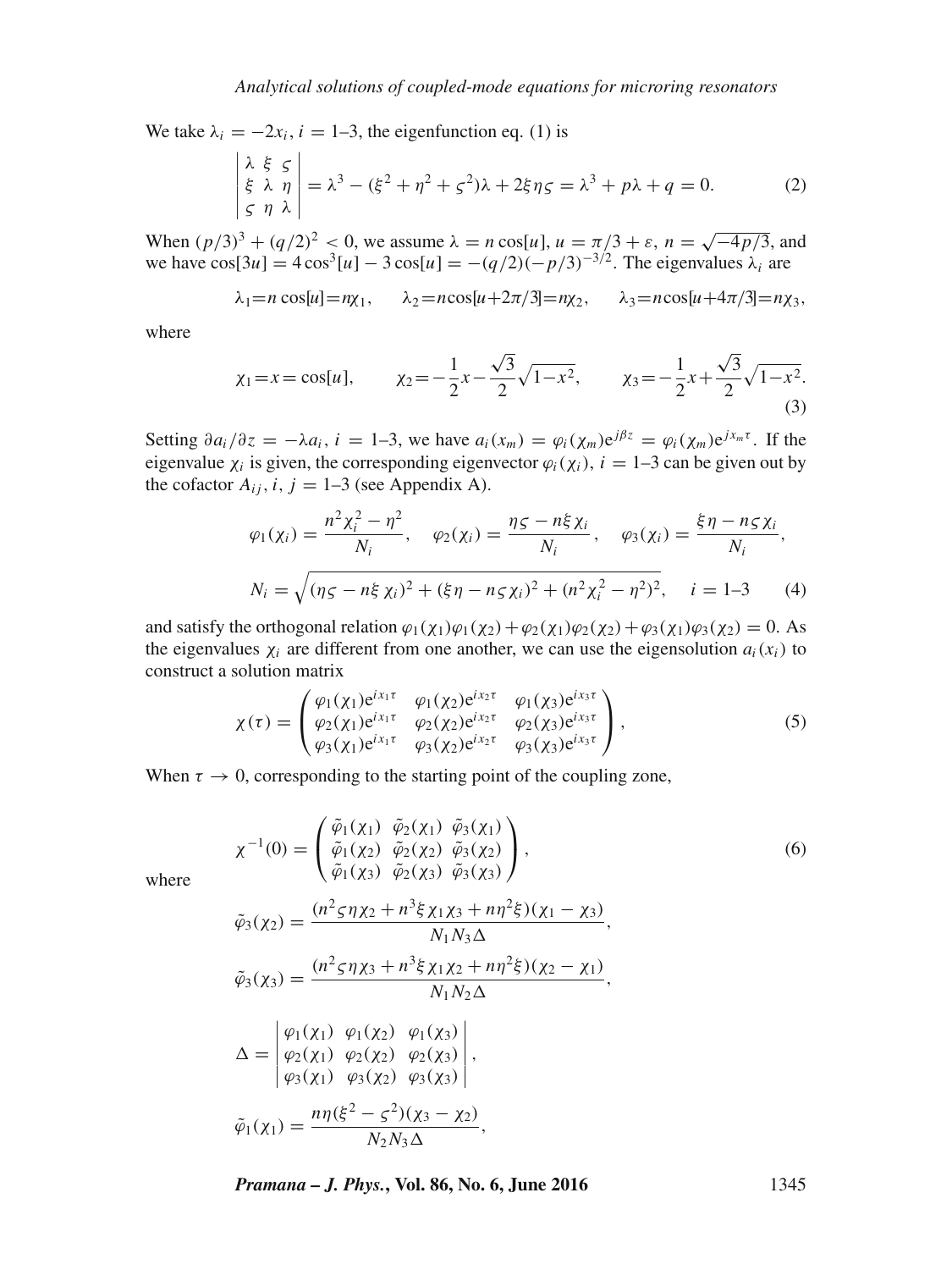We take $\lambda_i = -2x_i$, $i = 1$–3, the eigenfunction eq. (1) is

$$\begin{vmatrix} \lambda & \xi & \varsigma \\ \xi & \lambda & \eta \\ \varsigma & \eta & \lambda \end{vmatrix} = \lambda^3 - (\xi^2 + \eta^2 + \varsigma^2)\lambda + 2\xi\eta\varsigma = \lambda^3 + p\lambda + q = 0. \tag{2}$$

When $(p/3)^3 + (q/2)^2 < 0$, we assume $\lambda = n\cos[u]$, $u = \pi/3 + \varepsilon$, $n = \sqrt{-4p/3}$, and we have $\cos[3u] = 4\cos^3[u] - 3\cos[u] = -(q/2)(-p/3)^{-3/2}$. The eigenvalues $\lambda_i$ are

$$\lambda_1 = n\cos[u] = n\chi_1, \qquad \lambda_2 = n\cos[u + 2\pi/3] = n\chi_2, \qquad \lambda_3 = n\cos[u + 4\pi/3] = n\chi_3,$$

where

$$\chi_1 = x = \cos[u], \qquad \chi_2 = -\frac{1}{2}x - \frac{\sqrt{3}}{2}\sqrt{1-x^2}, \qquad \chi_3 = -\frac{1}{2}x + \frac{\sqrt{3}}{2}\sqrt{1-x^2}. \tag{3}$$

Setting $\partial a_i/\partial z = -\lambda a_i$, $i = 1$–3, we have $a_i(x_m) = \varphi_i(\chi_m)e^{j\beta z} = \varphi_i(\chi_m)e^{jx_m\tau}$. If the eigenvalue $\chi_i$ is given, the corresponding eigenvector $\varphi_i(\chi_i)$, $i = 1$–3 can be given out by the cofactor $A_{ij}$, $i$, $j = 1$–3 (see Appendix A).

$$\varphi_1(\chi_i) = \frac{n^2\chi_i^2 - \eta^2}{N_i}, \quad \varphi_2(\chi_i) = \frac{\eta\varsigma - n\xi\chi_i}{N_i}, \quad \varphi_3(\chi_i) = \frac{\xi\eta - n\varsigma\chi_i}{N_i},$$

$$N_i = \sqrt{(\eta\varsigma - n\xi\chi_i)^2 + (\xi\eta - n\varsigma\chi_i)^2 + (n^2\chi_i^2 - \eta^2)^2}, \quad i = 1\text{–}3 \tag{4}$$

and satisfy the orthogonal relation $\varphi_1(\chi_1)\varphi_1(\chi_2) + \varphi_2(\chi_1)\varphi_2(\chi_2) + \varphi_3(\chi_1)\varphi_3(\chi_2) = 0$. As the eigenvalues $\chi_i$ are different from one another, we can use the eigensolution $a_i(x_i)$ to construct a solution matrix

$$\chi(\tau) = \begin{pmatrix} \varphi_1(\chi_1)e^{ix_1\tau} & \varphi_1(\chi_2)e^{ix_2\tau} & \varphi_1(\chi_3)e^{ix_3\tau} \\ \varphi_2(\chi_1)e^{ix_1\tau} & \varphi_2(\chi_2)e^{ix_2\tau} & \varphi_2(\chi_3)e^{ix_3\tau} \\ \varphi_3(\chi_1)e^{ix_1\tau} & \varphi_3(\chi_2)e^{ix_2\tau} & \varphi_3(\chi_3)e^{ix_3\tau} \end{pmatrix}, \tag{5}$$

When $\tau \to 0$, corresponding to the starting point of the coupling zone,

$$\chi^{-1}(0) = \begin{pmatrix} \tilde{\varphi}_1(\chi_1) & \tilde{\varphi}_2(\chi_1) & \tilde{\varphi}_3(\chi_1) \\ \tilde{\varphi}_1(\chi_2) & \tilde{\varphi}_2(\chi_2) & \tilde{\varphi}_3(\chi_2) \\ \tilde{\varphi}_1(\chi_3) & \tilde{\varphi}_2(\chi_3) & \tilde{\varphi}_3(\chi_3) \end{pmatrix}, \tag{6}$$

where

$$\tilde{\varphi}_3(\chi_2) = \frac{(n^2\varsigma\eta\chi_2 + n^3\xi\chi_1\chi_3 + n\eta^2\xi)(\chi_1 - \chi_3)}{N_1N_3\Delta},$$

$$\tilde{\varphi}_3(\chi_3) = \frac{(n^2\varsigma\eta\chi_3 + n^3\xi\chi_1\chi_2 + n\eta^2\xi)(\chi_2 - \chi_1)}{N_1N_2\Delta},$$

$$\Delta = \begin{vmatrix} \varphi_1(\chi_1) & \varphi_1(\chi_2) & \varphi_1(\chi_3) \\ \varphi_2(\chi_1) & \varphi_2(\chi_2) & \varphi_2(\chi_3) \\ \varphi_3(\chi_1) & \varphi_3(\chi_2) & \varphi_3(\chi_3) \end{vmatrix},$$

$$\tilde{\varphi}_1(\chi_1) = \frac{n\eta(\xi^2 - \varsigma^2)(\chi_3 - \chi_2)}{N_2N_3\Delta},$$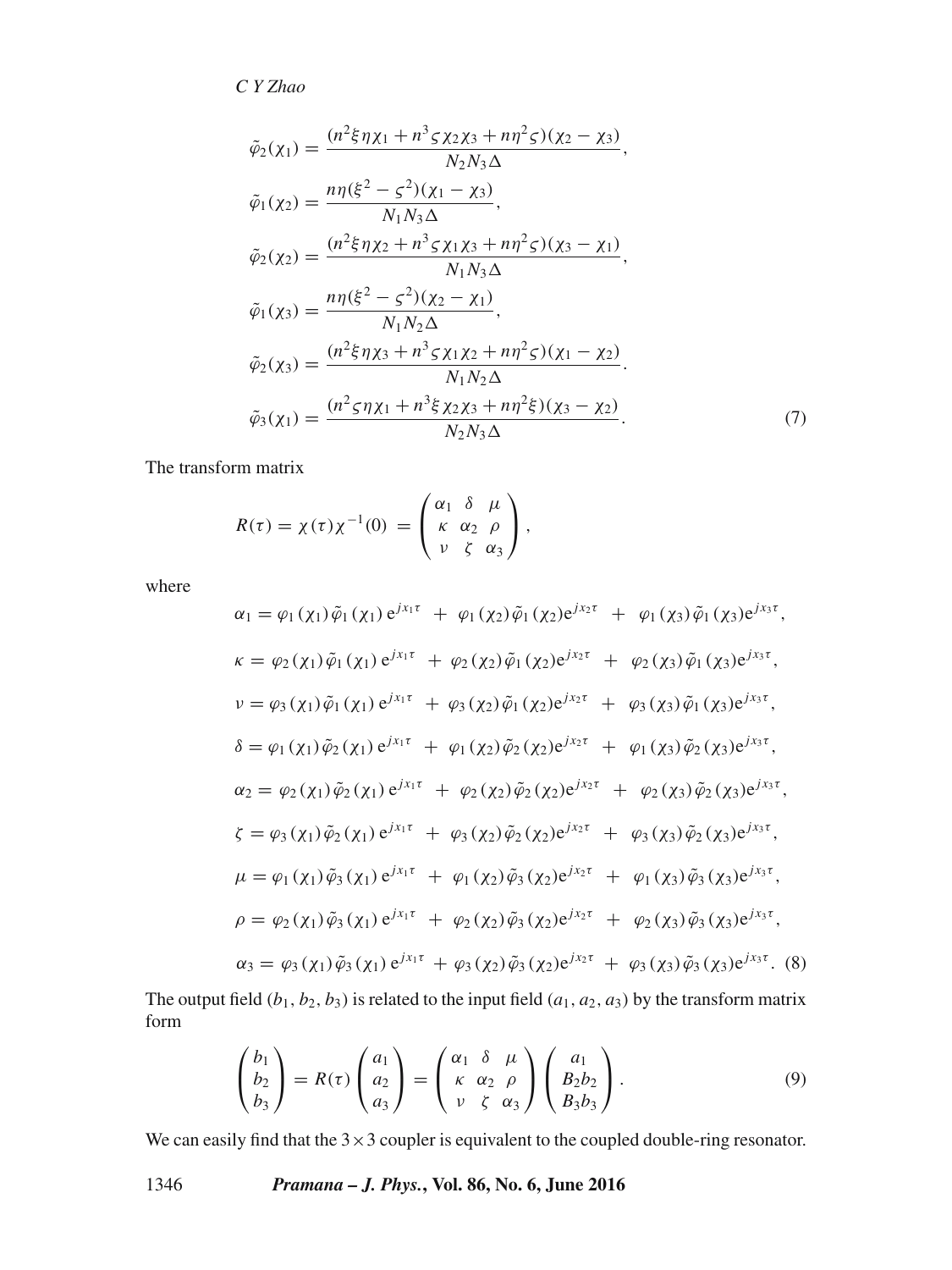$$
\begin{aligned}
\tilde{\varphi}_2(\chi_1) &= \frac{(n^2\xi\eta\chi_1 + n^3\varsigma\chi_2\chi_3 + n\eta^2\varsigma)(\chi_2 - \chi_3)}{N_2 N_3 \Delta}, \\
\tilde{\varphi}_1(\chi_2) &= \frac{n\eta(\xi^2 - \varsigma^2)(\chi_1 - \chi_3)}{N_1 N_3 \Delta}, \\
\tilde{\varphi}_2(\chi_2) &= \frac{(n^2\xi\eta\chi_2 + n^3\varsigma\chi_1\chi_3 + n\eta^2\varsigma)(\chi_3 - \chi_1)}{N_1 N_3 \Delta}, \\
\tilde{\varphi}_1(\chi_3) &= \frac{n\eta(\xi^2 - \varsigma^2)(\chi_2 - \chi_1)}{N_1 N_2 \Delta}, \\
\tilde{\varphi}_2(\chi_3) &= \frac{(n^2\xi\eta\chi_3 + n^3\varsigma\chi_1\chi_2 + n\eta^2\varsigma)(\chi_1 - \chi_2)}{N_1 N_2 \Delta}. \\
\tilde{\varphi}_3(\chi_1) &= \frac{(n^2\varsigma\eta\chi_1 + n^3\xi\chi_2\chi_3 + n\eta^2\xi)(\chi_3 - \chi_2)}{N_2 N_3 \Delta}.
\end{aligned}
\tag{7}
$$

The transform matrix

$$
R(\tau) = \chi(\tau)\chi^{-1}(0) = \begin{pmatrix} \alpha_1 & \delta & \mu \\ \kappa & \alpha_2 & \rho \\ \nu & \zeta & \alpha_3 \end{pmatrix},
$$

where

$$
\begin{aligned}
\alpha_1 &= \varphi_1(\chi_1)\tilde{\varphi}_1(\chi_1)\,\mathrm{e}^{jx_1\tau} + \varphi_1(\chi_2)\tilde{\varphi}_1(\chi_2)\mathrm{e}^{jx_2\tau} + \varphi_1(\chi_3)\tilde{\varphi}_1(\chi_3)\mathrm{e}^{jx_3\tau}, \\
\kappa &= \varphi_2(\chi_1)\tilde{\varphi}_1(\chi_1)\,\mathrm{e}^{jx_1\tau} + \varphi_2(\chi_2)\tilde{\varphi}_1(\chi_2)\mathrm{e}^{jx_2\tau} + \varphi_2(\chi_3)\tilde{\varphi}_1(\chi_3)\mathrm{e}^{jx_3\tau}, \\
\nu &= \varphi_3(\chi_1)\tilde{\varphi}_1(\chi_1)\,\mathrm{e}^{jx_1\tau} + \varphi_3(\chi_2)\tilde{\varphi}_1(\chi_2)\mathrm{e}^{jx_2\tau} + \varphi_3(\chi_3)\tilde{\varphi}_1(\chi_3)\mathrm{e}^{jx_3\tau}, \\
\delta &= \varphi_1(\chi_1)\tilde{\varphi}_2(\chi_1)\,\mathrm{e}^{jx_1\tau} + \varphi_1(\chi_2)\tilde{\varphi}_2(\chi_2)\mathrm{e}^{jx_2\tau} + \varphi_1(\chi_3)\tilde{\varphi}_2(\chi_3)\mathrm{e}^{jx_3\tau}, \\
\alpha_2 &= \varphi_2(\chi_1)\tilde{\varphi}_2(\chi_1)\,\mathrm{e}^{jx_1\tau} + \varphi_2(\chi_2)\tilde{\varphi}_2(\chi_2)\mathrm{e}^{jx_2\tau} + \varphi_2(\chi_3)\tilde{\varphi}_2(\chi_3)\mathrm{e}^{jx_3\tau}, \\
\zeta &= \varphi_3(\chi_1)\tilde{\varphi}_2(\chi_1)\,\mathrm{e}^{jx_1\tau} + \varphi_3(\chi_2)\tilde{\varphi}_2(\chi_2)\mathrm{e}^{jx_2\tau} + \varphi_3(\chi_3)\tilde{\varphi}_2(\chi_3)\mathrm{e}^{jx_3\tau}, \\
\mu &= \varphi_1(\chi_1)\tilde{\varphi}_3(\chi_1)\,\mathrm{e}^{jx_1\tau} + \varphi_1(\chi_2)\tilde{\varphi}_3(\chi_2)\mathrm{e}^{jx_2\tau} + \varphi_1(\chi_3)\tilde{\varphi}_3(\chi_3)\mathrm{e}^{jx_3\tau}, \\
\rho &= \varphi_2(\chi_1)\tilde{\varphi}_3(\chi_1)\,\mathrm{e}^{jx_1\tau} + \varphi_2(\chi_2)\tilde{\varphi}_3(\chi_2)\mathrm{e}^{jx_2\tau} + \varphi_2(\chi_3)\tilde{\varphi}_3(\chi_3)\mathrm{e}^{jx_3\tau}, \\
\alpha_3 &= \varphi_3(\chi_1)\tilde{\varphi}_3(\chi_1)\,\mathrm{e}^{jx_1\tau} + \varphi_3(\chi_2)\tilde{\varphi}_3(\chi_2)\mathrm{e}^{jx_2\tau} + \varphi_3(\chi_3)\tilde{\varphi}_3(\chi_3)\mathrm{e}^{jx_3\tau}.
\end{aligned}
\tag{8}
$$

The output field $(b_1, b_2, b_3)$ is related to the input field $(a_1, a_2, a_3)$ by the transform matrix form

$$
\begin{pmatrix} b_1 \\ b_2 \\ b_3 \end{pmatrix} = R(\tau) \begin{pmatrix} a_1 \\ a_2 \\ a_3 \end{pmatrix} = \begin{pmatrix} \alpha_1 & \delta & \mu \\ \kappa & \alpha_2 & \rho \\ \nu & \zeta & \alpha_3 \end{pmatrix} \begin{pmatrix} a_1 \\ B_2 b_2 \\ B_3 b_3 \end{pmatrix}. \tag{9}
$$

We can easily find that the $3 \times 3$ coupler is equivalent to the coupled double-ring resonator.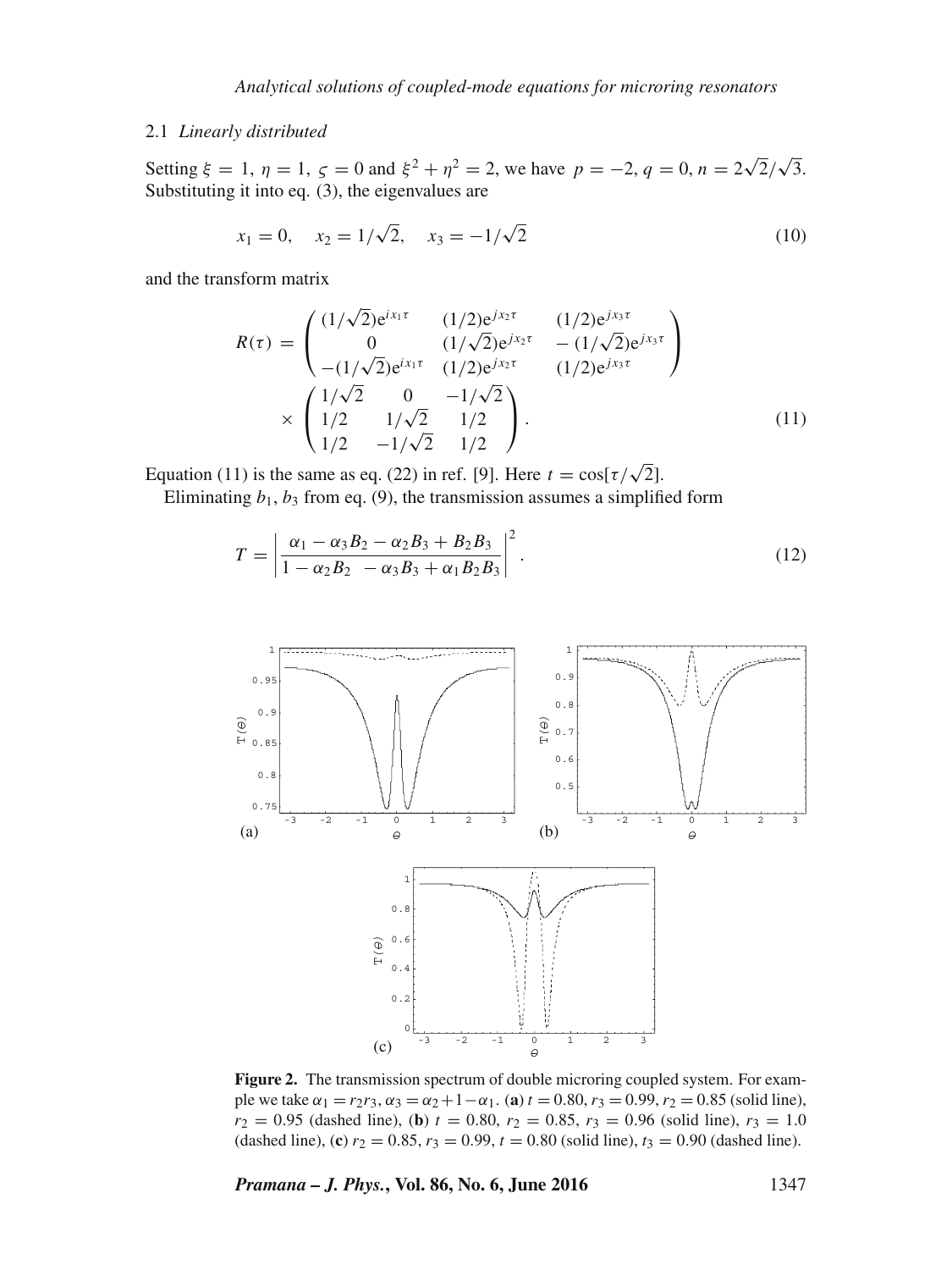### 2.1 *Linearly distributed*

Setting $\xi = 1$, $\eta = 1$, $\varsigma = 0$ and $\xi^2 + \eta^2 = 2$, we have $p = -2$, $q = 0$, $n = 2\sqrt{2}/\sqrt{3}$. Substituting it into eq. (3), the eigenvalues are

$$x_1 = 0, \quad x_2 = 1/\sqrt{2}, \quad x_3 = -1/\sqrt{2} \tag{10}$$

and the transform matrix

$$R(\tau) = \begin{pmatrix} (1/\sqrt{2})\mathrm{e}^{ix_1\tau} & (1/2)\mathrm{e}^{jx_2\tau} & (1/2)\mathrm{e}^{jx_3\tau} \\ 0 & (1/\sqrt{2})\mathrm{e}^{jx_2\tau} & -(1/\sqrt{2})\mathrm{e}^{jx_3\tau} \\ -(1/\sqrt{2})\mathrm{e}^{ix_1\tau} & (1/2)\mathrm{e}^{jx_2\tau} & (1/2)\mathrm{e}^{jx_3\tau} \end{pmatrix} \times \begin{pmatrix} 1/\sqrt{2} & 0 & -1/\sqrt{2} \\ 1/2 & 1/\sqrt{2} & 1/2 \\ 1/2 & -1/\sqrt{2} & 1/2 \end{pmatrix}. \tag{11}$$

Equation (11) is the same as eq. (22) in ref. [9]. Here $t = \cos[\tau/\sqrt{2}]$.

Eliminating $b_1$, $b_3$ from eq. (9), the transmission assumes a simplified form

$$T = \left| \frac{\alpha_1 - \alpha_3 B_2 - \alpha_2 B_3 + B_2 B_3}{1 - \alpha_2 B_2 - \alpha_3 B_3 + \alpha_1 B_2 B_3} \right|^2. \tag{12}$$

**Figure 2.** The transmission spectrum of double microring coupled system. For example we take $\alpha_1 = r_2 r_3$, $\alpha_3 = \alpha_2 + 1 - \alpha_1$. (**a**) $t = 0.80$, $r_3 = 0.99$, $r_2 = 0.85$ (solid line), $r_2 = 0.95$ (dashed line), (**b**) $t = 0.80$, $r_2 = 0.85$, $r_3 = 0.96$ (solid line), $r_3 = 1.0$ (dashed line), (**c**) $r_2 = 0.85$, $r_3 = 0.99$, $t = 0.80$ (solid line), $t_3 = 0.90$ (dashed line).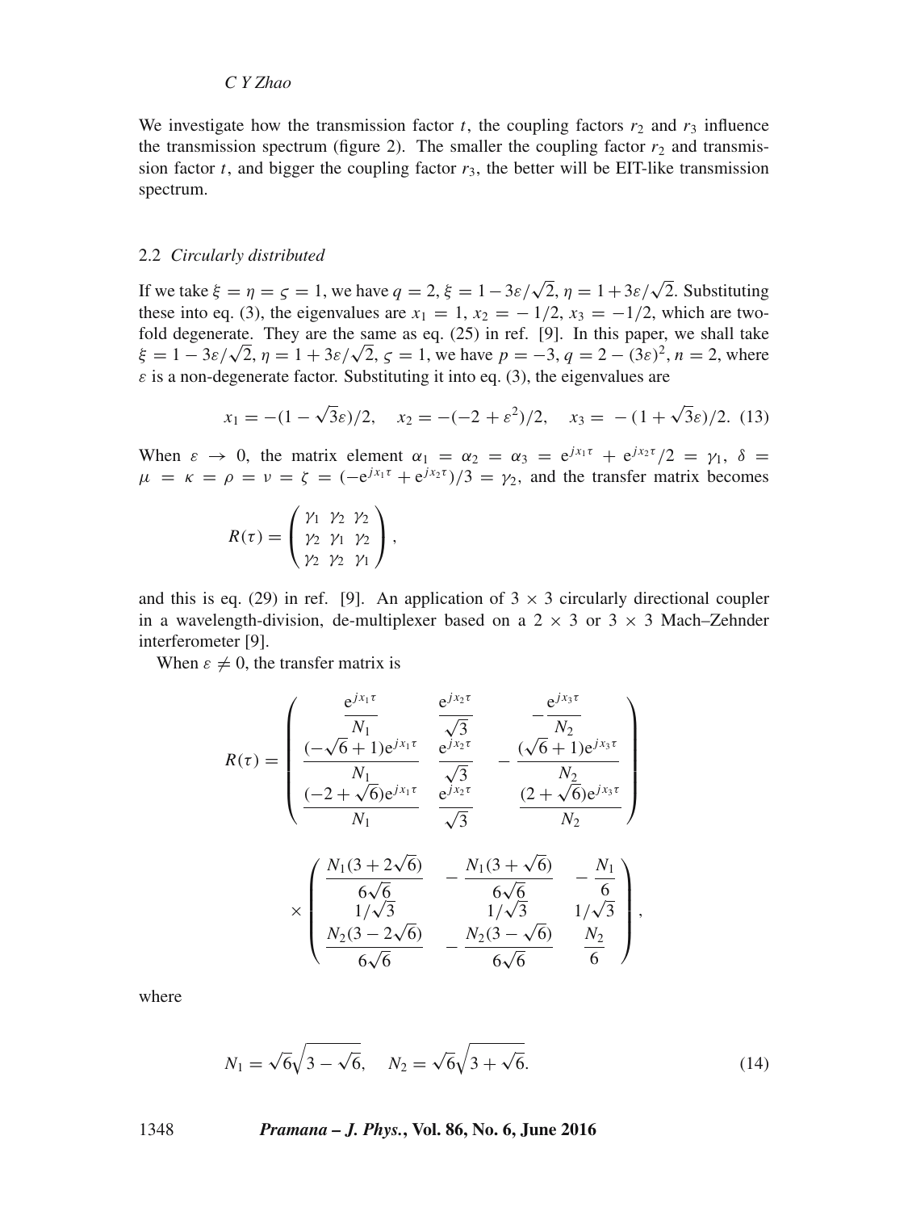We investigate how the transmission factor $t$, the coupling factors $r_2$ and $r_3$ influence the transmission spectrum (figure 2). The smaller the coupling factor $r_2$ and transmission factor $t$, and bigger the coupling factor $r_3$, the better will be EIT-like transmission spectrum.

### 2.2 *Circularly distributed*

If we take $\xi = \eta = \varsigma = 1$, we have $q = 2$, $\xi = 1 - 3\varepsilon/\sqrt{2}$, $\eta = 1 + 3\varepsilon/\sqrt{2}$. Substituting these into eq. (3), the eigenvalues are $x_1 = 1$, $x_2 = -1/2$, $x_3 = -1/2$, which are two-fold degenerate. They are the same as eq. (25) in ref. [9]. In this paper, we shall take $\xi = 1 - 3\varepsilon/\sqrt{2}$, $\eta = 1 + 3\varepsilon/\sqrt{2}$, $\varsigma = 1$, we have $p = -3$, $q = 2 - (3\varepsilon)^2$, $n = 2$, where $\varepsilon$ is a non-degenerate factor. Substituting it into eq. (3), the eigenvalues are

$$x_1 = -(1 - \sqrt{3}\varepsilon)/2, \quad x_2 = -(-2 + \varepsilon^2)/2, \quad x_3 = -(1 + \sqrt{3}\varepsilon)/2. \tag{13}$$

When $\varepsilon \to 0$, the matrix element $\alpha_1 = \alpha_2 = \alpha_3 = \mathrm{e}^{jx_1\tau} + \mathrm{e}^{jx_2\tau}/2 = \gamma_1$, $\delta = \mu = \kappa = \rho = \nu = \zeta = (-\mathrm{e}^{jx_1\tau} + \mathrm{e}^{jx_2\tau})/3 = \gamma_2$, and the transfer matrix becomes

$$R(\tau) = \begin{pmatrix} \gamma_1 & \gamma_2 & \gamma_2 \\ \gamma_2 & \gamma_1 & \gamma_2 \\ \gamma_2 & \gamma_2 & \gamma_1 \end{pmatrix},$$

and this is eq. (29) in ref. [9]. An application of $3 \times 3$ circularly directional coupler in a wavelength-division, de-multiplexer based on a $2 \times 3$ or $3 \times 3$ Mach–Zehnder interferometer [9].

When $\varepsilon \neq 0$, the transfer matrix is

$$R(\tau) = \begin{pmatrix} \dfrac{\mathrm{e}^{jx_1\tau}}{N_1} & \dfrac{\mathrm{e}^{jx_2\tau}}{\sqrt{3}} & -\dfrac{\mathrm{e}^{jx_3\tau}}{N_2} \\ \dfrac{(-\sqrt{6}+1)\mathrm{e}^{jx_1\tau}}{N_1} & \dfrac{\mathrm{e}^{jx_2\tau}}{\sqrt{3}} & -\dfrac{(\sqrt{6}+1)\mathrm{e}^{jx_3\tau}}{N_2} \\ \dfrac{(-2+\sqrt{6})\mathrm{e}^{jx_1\tau}}{N_1} & \dfrac{\mathrm{e}^{jx_2\tau}}{\sqrt{3}} & \dfrac{(2+\sqrt{6})\mathrm{e}^{jx_3\tau}}{N_2} \end{pmatrix}$$

$$\times \begin{pmatrix} \dfrac{N_1(3+2\sqrt{6})}{6\sqrt{6}} & -\dfrac{N_1(3+\sqrt{6})}{6\sqrt{6}} & -\dfrac{N_1}{6} \\ 1/\sqrt{3} & 1/\sqrt{3} & 1/\sqrt{3} \\ \dfrac{N_2(3-2\sqrt{6})}{6\sqrt{6}} & -\dfrac{N_2(3-\sqrt{6})}{6\sqrt{6}} & \dfrac{N_2}{6} \end{pmatrix},$$

where

$$N_1 = \sqrt{6}\sqrt{3-\sqrt{6}}, \quad N_2 = \sqrt{6}\sqrt{3+\sqrt{6}}. \tag{14}$$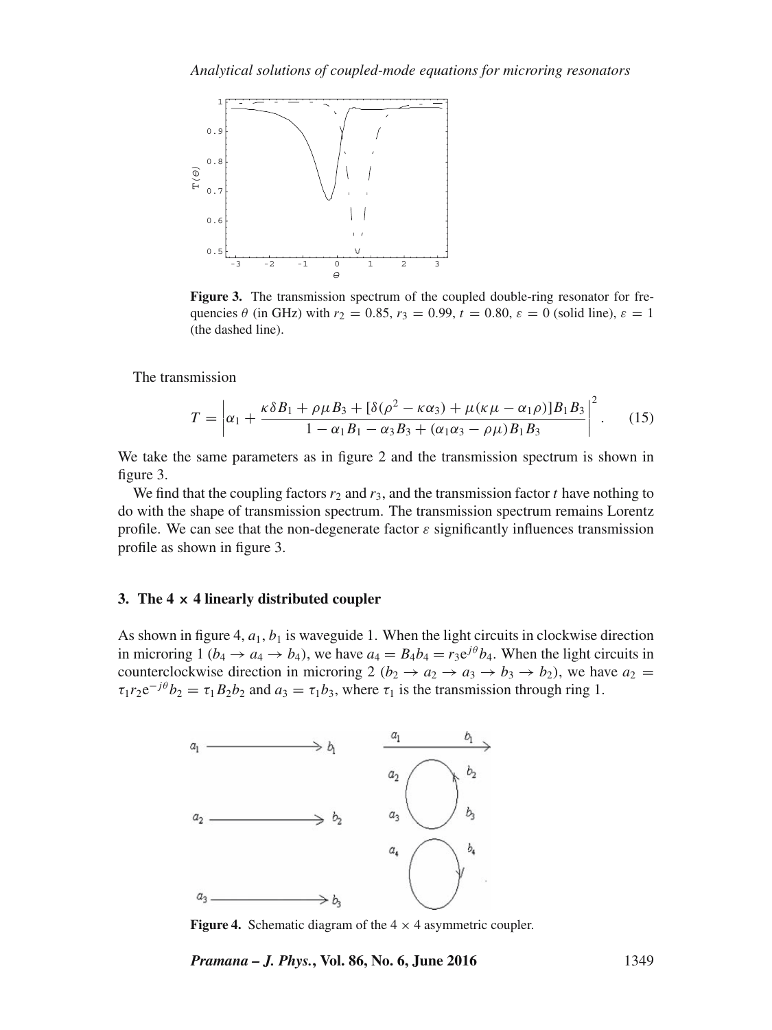**Figure 3.** The transmission spectrum of the coupled double-ring resonator for frequencies $\theta$ (in GHz) with $r_2 = 0.85$, $r_3 = 0.99$, $t = 0.80$, $\varepsilon = 0$ (solid line), $\varepsilon = 1$ (the dashed line).

The transmission

$$T = \left| \alpha_1 + \frac{\kappa\delta B_1 + \rho\mu B_3 + [\delta(\rho^2 - \kappa\alpha_3) + \mu(\kappa\mu - \alpha_1\rho)]B_1 B_3}{1 - \alpha_1 B_1 - \alpha_3 B_3 + (\alpha_1\alpha_3 - \rho\mu)B_1 B_3} \right|^2. \tag{15}$$

We take the same parameters as in figure 2 and the transmission spectrum is shown in figure 3.

We find that the coupling factors $r_2$ and $r_3$, and the transmission factor $t$ have nothing to do with the shape of transmission spectrum. The transmission spectrum remains Lorentz profile. We can see that the non-degenerate factor $\varepsilon$ significantly influences transmission profile as shown in figure 3.

### 3. The 4 × 4 linearly distributed coupler

As shown in figure 4, $a_1$, $b_1$ is waveguide 1. When the light circuits in clockwise direction in microring 1 ($b_4 \rightarrow a_4 \rightarrow b_4$), we have $a_4 = B_4 b_4 = r_3 e^{j\theta} b_4$. When the light circuits in counterclockwise direction in microring 2 ($b_2 \rightarrow a_2 \rightarrow a_3 \rightarrow b_3 \rightarrow b_2$), we have $a_2 = \tau_1 r_2 e^{-j\theta} b_2 = \tau_1 B_2 b_2$ and $a_3 = \tau_1 b_3$, where $\tau_1$ is the transmission through ring 1.

**Figure 4.** Schematic diagram of the 4 × 4 asymmetric coupler.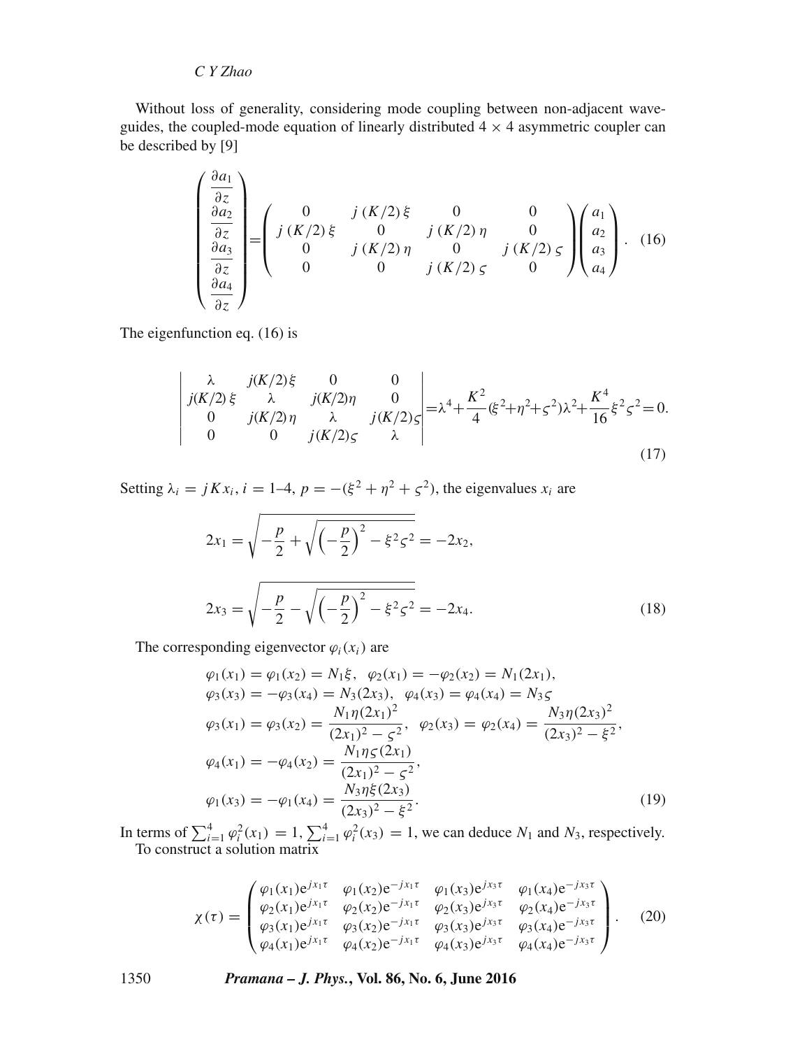Without loss of generality, considering mode coupling between non-adjacent waveguides, the coupled-mode equation of linearly distributed $4 \times 4$ asymmetric coupler can be described by [9]

$$\begin{pmatrix} \dfrac{\partial a_1}{\partial z} \\ \dfrac{\partial a_2}{\partial z} \\ \dfrac{\partial a_3}{\partial z} \\ \dfrac{\partial a_4}{\partial z} \end{pmatrix} = \begin{pmatrix} 0 & j\,(K/2)\,\xi & 0 & 0 \\ j\,(K/2)\,\xi & 0 & j\,(K/2)\,\eta & 0 \\ 0 & j\,(K/2)\,\eta & 0 & j\,(K/2)\,\varsigma \\ 0 & 0 & j\,(K/2)\,\varsigma & 0 \end{pmatrix} \begin{pmatrix} a_1 \\ a_2 \\ a_3 \\ a_4 \end{pmatrix}. \quad (16)$$

The eigenfunction eq. (16) is

$$\begin{vmatrix} \lambda & j(K/2)\xi & 0 & 0 \\ j(K/2)\,\xi & \lambda & j(K/2)\eta & 0 \\ 0 & j(K/2)\,\eta & \lambda & j(K/2)\varsigma \\ 0 & 0 & j(K/2)\varsigma & \lambda \end{vmatrix} = \lambda^4 + \frac{K^2}{4}(\xi^2+\eta^2+\varsigma^2)\lambda^2 + \frac{K^4}{16}\xi^2\varsigma^2 = 0. \quad (17)$$

Setting $\lambda_i = jKx_i$, $i = 1$–$4$, $p = -(\xi^2 + \eta^2 + \varsigma^2)$, the eigenvalues $x_i$ are

$$2x_1 = \sqrt{-\frac{p}{2} + \sqrt{\left(-\frac{p}{2}\right)^2 - \xi^2\varsigma^2}} = -2x_2,$$

$$2x_3 = \sqrt{-\frac{p}{2} - \sqrt{\left(-\frac{p}{2}\right)^2 - \xi^2\varsigma^2}} = -2x_4. \quad (18)$$

The corresponding eigenvector $\varphi_i(x_i)$ are

$$\begin{aligned}
&\varphi_1(x_1) = \varphi_1(x_2) = N_1\xi, \quad \varphi_2(x_1) = -\varphi_2(x_2) = N_1(2x_1), \\
&\varphi_3(x_3) = -\varphi_3(x_4) = N_3(2x_3), \quad \varphi_4(x_3) = \varphi_4(x_4) = N_3\varsigma \\
&\varphi_3(x_1) = \varphi_3(x_2) = \frac{N_1\eta(2x_1)^2}{(2x_1)^2 - \varsigma^2}, \quad \varphi_2(x_3) = \varphi_2(x_4) = \frac{N_3\eta(2x_3)^2}{(2x_3)^2 - \xi^2}, \\
&\varphi_4(x_1) = -\varphi_4(x_2) = \frac{N_1\eta\varsigma(2x_1)}{(2x_1)^2 - \varsigma^2}, \\
&\varphi_1(x_3) = -\varphi_1(x_4) = \frac{N_3\eta\xi(2x_3)}{(2x_3)^2 - \xi^2}.
\end{aligned} \quad (19)$$

In terms of $\sum_{i=1}^{4}\varphi_i^2(x_1) = 1$, $\sum_{i=1}^{4}\varphi_i^2(x_3) = 1$, we can deduce $N_1$ and $N_3$, respectively.

To construct a solution matrix

$$\chi(\tau) = \begin{pmatrix} \varphi_1(x_1)e^{jx_1\tau} & \varphi_1(x_2)e^{-jx_1\tau} & \varphi_1(x_3)e^{jx_3\tau} & \varphi_1(x_4)e^{-jx_3\tau} \\ \varphi_2(x_1)e^{jx_1\tau} & \varphi_2(x_2)e^{-jx_1\tau} & \varphi_2(x_3)e^{jx_3\tau} & \varphi_2(x_4)e^{-jx_3\tau} \\ \varphi_3(x_1)e^{jx_1\tau} & \varphi_3(x_2)e^{-jx_1\tau} & \varphi_3(x_3)e^{jx_3\tau} & \varphi_3(x_4)e^{-jx_3\tau} \\ \varphi_4(x_1)e^{jx_1\tau} & \varphi_4(x_2)e^{-jx_1\tau} & \varphi_4(x_3)e^{jx_3\tau} & \varphi_4(x_4)e^{-jx_3\tau} \end{pmatrix}. \quad (20)$$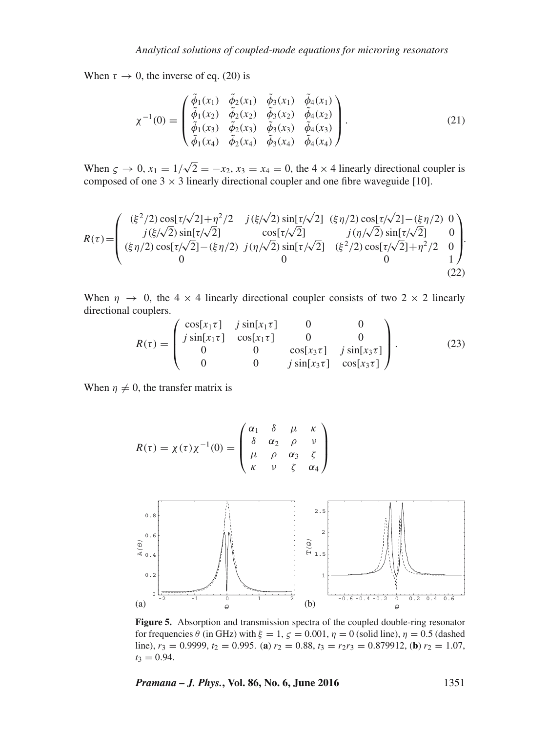When $\tau \to 0$, the inverse of eq. (20) is

$$\chi^{-1}(0) = \begin{pmatrix} \tilde{\phi}_1(x_1) & \tilde{\phi}_2(x_1) & \tilde{\phi}_3(x_1) & \tilde{\phi}_4(x_1) \\ \tilde{\phi}_1(x_2) & \tilde{\phi}_2(x_2) & \tilde{\phi}_3(x_2) & \tilde{\phi}_4(x_2) \\ \tilde{\phi}_1(x_3) & \tilde{\phi}_2(x_3) & \tilde{\phi}_3(x_3) & \tilde{\phi}_4(x_3) \\ \tilde{\phi}_1(x_4) & \tilde{\phi}_2(x_4) & \tilde{\phi}_3(x_4) & \tilde{\phi}_4(x_4) \end{pmatrix}. \tag{21}$$

When $\varsigma \to 0$, $x_1 = 1/\sqrt{2} = -x_2$, $x_3 = x_4 = 0$, the $4 \times 4$ linearly directional coupler is composed of one $3 \times 3$ linearly directional coupler and one fibre waveguide [10].

$$R(\tau) = \begin{pmatrix} (\xi^2/2)\cos[\tau/\sqrt{2}] + \eta^2/2 & j(\xi/\sqrt{2})\sin[\tau/\sqrt{2}] & (\xi\eta/2)\cos[\tau/\sqrt{2}] - (\xi\eta/2) & 0 \\ j(\xi/\sqrt{2})\sin[\tau/\sqrt{2}] & \cos[\tau/\sqrt{2}] & j(\eta/\sqrt{2})\sin[\tau/\sqrt{2}] & 0 \\ (\xi\eta/2)\cos[\tau/\sqrt{2}] - (\xi\eta/2) & j(\eta/\sqrt{2})\sin[\tau/\sqrt{2}] & (\xi^2/2)\cos[\tau/\sqrt{2}] + \eta^2/2 & 0 \\ 0 & 0 & 0 & 1 \end{pmatrix}. \tag{22}$$

When $\eta \to 0$, the $4 \times 4$ linearly directional coupler consists of two $2 \times 2$ linearly directional couplers.

$$R(\tau) = \begin{pmatrix} \cos[x_1\tau] & j\sin[x_1\tau] & 0 & 0 \\ j\sin[x_1\tau] & \cos[x_1\tau] & 0 & 0 \\ 0 & 0 & \cos[x_3\tau] & j\sin[x_3\tau] \\ 0 & 0 & j\sin[x_3\tau] & \cos[x_3\tau] \end{pmatrix}. \tag{23}$$

When $\eta \neq 0$, the transfer matrix is

$$R(\tau) = \chi(\tau)\chi^{-1}(0) = \begin{pmatrix} \alpha_1 & \delta & \mu & \kappa \\ \delta & \alpha_2 & \rho & \nu \\ \mu & \rho & \alpha_3 & \zeta \\ \kappa & \nu & \zeta & \alpha_4 \end{pmatrix}$$

**Figure 5.** Absorption and transmission spectra of the coupled double-ring resonator for frequencies $\theta$ (in GHz) with $\xi = 1$, $\varsigma = 0.001$, $\eta = 0$ (solid line), $\eta = 0.5$ (dashed line), $r_3 = 0.9999$, $t_2 = 0.995$. (**a**) $r_2 = 0.88$, $t_3 = r_2 r_3 = 0.879912$, (**b**) $r_2 = 1.07$, $t_3 = 0.94$.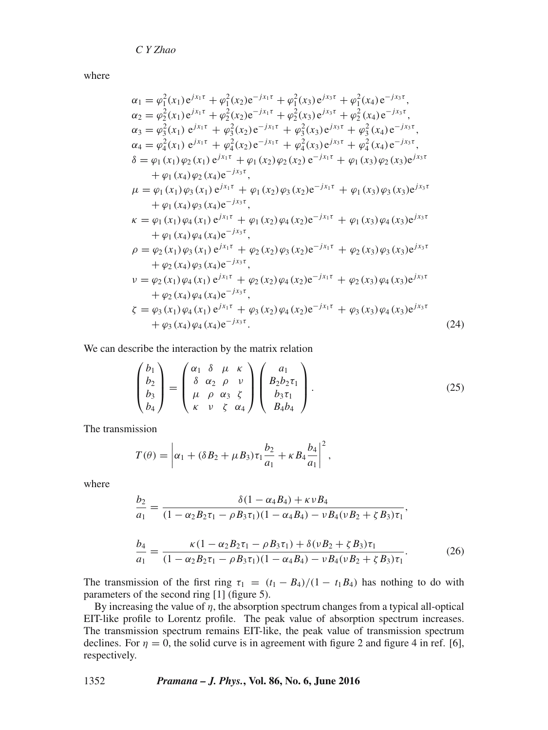where

$$
\begin{aligned}
\alpha_1 &= \varphi_1^2(x_1)\,\mathrm{e}^{jx_1\tau} + \varphi_1^2(x_2)\mathrm{e}^{-jx_1\tau} + \varphi_1^2(x_3)\,\mathrm{e}^{jx_3\tau} + \varphi_1^2(x_4)\,\mathrm{e}^{-jx_3\tau},\\
\alpha_2 &= \varphi_2^2(x_1)\,\mathrm{e}^{jx_1\tau} + \varphi_2^2(x_2)\mathrm{e}^{-jx_1\tau} + \varphi_2^2(x_3)\,\mathrm{e}^{jx_3\tau} + \varphi_2^2(x_4)\,\mathrm{e}^{-jx_3\tau},\\
\alpha_3 &= \varphi_3^2(x_1)\,\mathrm{e}^{jx_1\tau} + \varphi_3^2(x_2)\,\mathrm{e}^{-jx_1\tau} + \varphi_3^2(x_3)\,\mathrm{e}^{jx_3\tau} + \varphi_3^2(x_4)\,\mathrm{e}^{-jx_3\tau},\\
\alpha_4 &= \varphi_4^2(x_1)\,\mathrm{e}^{jx_1\tau} + \varphi_4^2(x_2)\,\mathrm{e}^{-jx_1\tau} + \varphi_4^2(x_3)\,\mathrm{e}^{jx_3\tau} + \varphi_4^2(x_4)\,\mathrm{e}^{-jx_3\tau},\\
\delta &= \varphi_1(x_1)\,\varphi_2(x_1)\,\mathrm{e}^{jx_1\tau} + \varphi_1(x_2)\,\varphi_2(x_2)\,\mathrm{e}^{-jx_1\tau} + \varphi_1(x_3)\,\varphi_2(x_3)\mathrm{e}^{jx_3\tau}\\
&\quad + \varphi_1(x_4)\,\varphi_2(x_4)\mathrm{e}^{-jx_3\tau},\\
\mu &= \varphi_1(x_1)\,\varphi_3(x_1)\,\mathrm{e}^{jx_1\tau} + \varphi_1(x_2)\,\varphi_3(x_2)\mathrm{e}^{-jx_1\tau} + \varphi_1(x_3)\,\varphi_3(x_3)\mathrm{e}^{jx_3\tau}\\
&\quad + \varphi_1(x_4)\,\varphi_3(x_4)\mathrm{e}^{-jx_3\tau},\\
\kappa &= \varphi_1(x_1)\,\varphi_4(x_1)\,\mathrm{e}^{jx_1\tau} + \varphi_1(x_2)\,\varphi_4(x_2)\mathrm{e}^{-jx_1\tau} + \varphi_1(x_3)\,\varphi_4(x_3)\mathrm{e}^{jx_3\tau}\\
&\quad + \varphi_1(x_4)\,\varphi_4(x_4)\mathrm{e}^{-jx_3\tau},\\
\rho &= \varphi_2(x_1)\,\varphi_3(x_1)\,\mathrm{e}^{jx_1\tau} + \varphi_2(x_2)\,\varphi_3(x_2)\mathrm{e}^{-jx_1\tau} + \varphi_2(x_3)\,\varphi_3(x_3)\mathrm{e}^{jx_3\tau}\\
&\quad + \varphi_2(x_4)\,\varphi_3(x_4)\mathrm{e}^{-jx_3\tau},\\
\nu &= \varphi_2(x_1)\,\varphi_4(x_1)\,\mathrm{e}^{jx_1\tau} + \varphi_2(x_2)\,\varphi_4(x_2)\mathrm{e}^{-jx_1\tau} + \varphi_2(x_3)\,\varphi_4(x_3)\mathrm{e}^{jx_3\tau}\\
&\quad + \varphi_2(x_4)\,\varphi_4(x_4)\mathrm{e}^{-jx_3\tau},\\
\zeta &= \varphi_3(x_1)\,\varphi_4(x_1)\,\mathrm{e}^{jx_1\tau} + \varphi_3(x_2)\,\varphi_4(x_2)\mathrm{e}^{-jx_1\tau} + \varphi_3(x_3)\,\varphi_4(x_3)\mathrm{e}^{jx_3\tau}\\
&\quad + \varphi_3(x_4)\,\varphi_4(x_4)\mathrm{e}^{-jx_3\tau}.
\end{aligned}
\tag{24}
$$

We can describe the interaction by the matrix relation

$$
\begin{pmatrix} b_1 \\ b_2 \\ b_3 \\ b_4 \end{pmatrix} = \begin{pmatrix} \alpha_1 & \delta & \mu & \kappa \\ \delta & \alpha_2 & \rho & \nu \\ \mu & \rho & \alpha_3 & \zeta \\ \kappa & \nu & \zeta & \alpha_4 \end{pmatrix} \begin{pmatrix} a_1 \\ B_2 b_2 \tau_1 \\ b_3 \tau_1 \\ B_4 b_4 \end{pmatrix}. \tag{25}
$$

The transmission

$$
T(\theta) = \left| \alpha_1 + (\delta B_2 + \mu B_3)\tau_1 \frac{b_2}{a_1} + \kappa B_4 \frac{b_4}{a_1} \right|^2,
$$

where

$$
\frac{b_2}{a_1} = \frac{\delta(1 - \alpha_4 B_4) + \kappa \nu B_4}{(1 - \alpha_2 B_2 \tau_1 - \rho B_3 \tau_1)(1 - \alpha_4 B_4) - \nu B_4(\nu B_2 + \zeta B_3)\tau_1},
$$

$$
\frac{b_4}{a_1} = \frac{\kappa(1 - \alpha_2 B_2 \tau_1 - \rho B_3 \tau_1) + \delta(\nu B_2 + \zeta B_3)\tau_1}{(1 - \alpha_2 B_2 \tau_1 - \rho B_3 \tau_1)(1 - \alpha_4 B_4) - \nu B_4(\nu B_2 + \zeta B_3)\tau_1}. \tag{26}
$$

The transmission of the first ring $\tau_1 = (t_1 - B_4)/(1 - t_1 B_4)$ has nothing to do with parameters of the second ring [1] (figure 5).

By increasing the value of $\eta$, the absorption spectrum changes from a typical all-optical EIT-like profile to Lorentz profile. The peak value of absorption spectrum increases. The transmission spectrum remains EIT-like, the peak value of transmission spectrum declines. For $\eta = 0$, the solid curve is in agreement with figure 2 and figure 4 in ref. [6], respectively.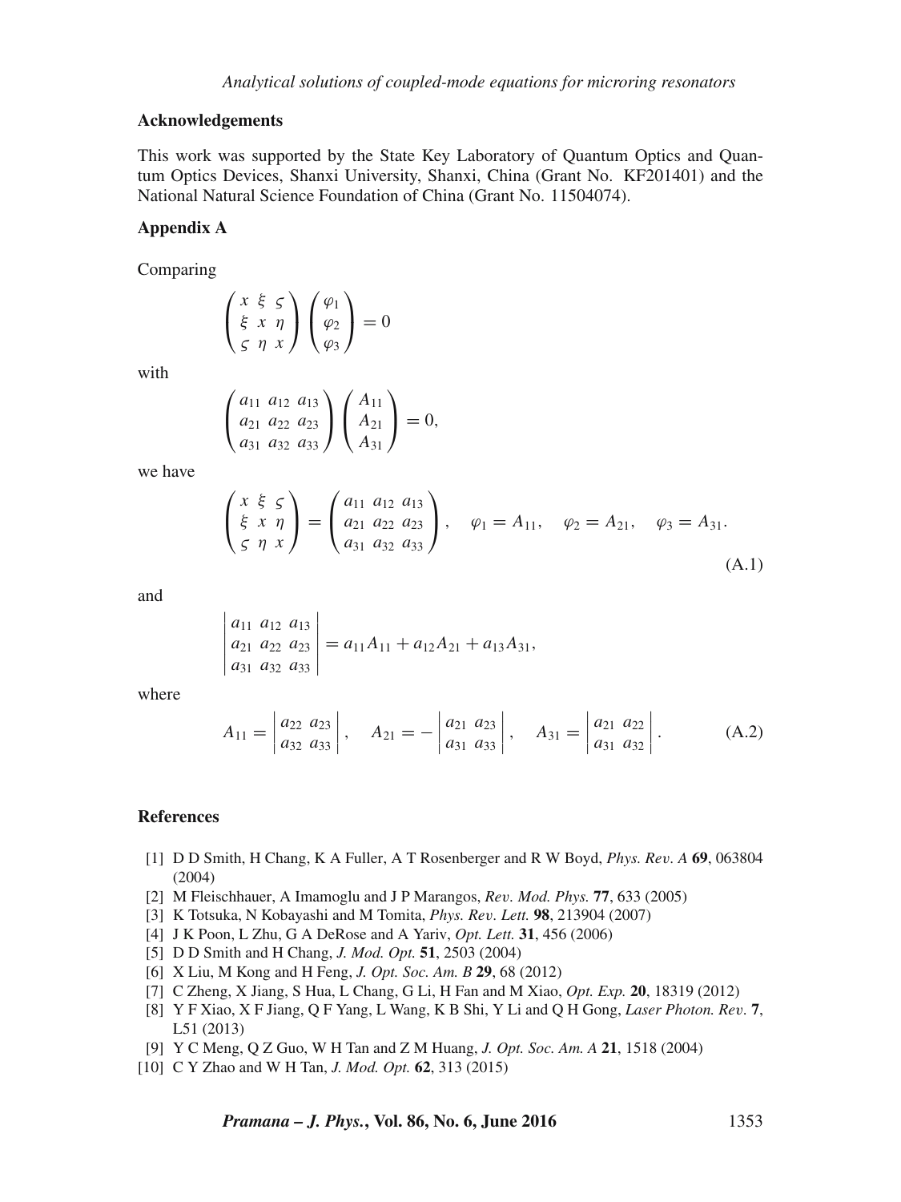## Acknowledgements

This work was supported by the State Key Laboratory of Quantum Optics and Quantum Optics Devices, Shanxi University, Shanxi, China (Grant No. KF201401) and the National Natural Science Foundation of China (Grant No. 11504074).

## Appendix A

Comparing

$$\begin{pmatrix} x & \xi & \varsigma \\ \xi & x & \eta \\ \varsigma & \eta & x \end{pmatrix} \begin{pmatrix} \varphi_1 \\ \varphi_2 \\ \varphi_3 \end{pmatrix} = 0$$

with

$$\begin{pmatrix} a_{11} & a_{12} & a_{13} \\ a_{21} & a_{22} & a_{23} \\ a_{31} & a_{32} & a_{33} \end{pmatrix} \begin{pmatrix} A_{11} \\ A_{21} \\ A_{31} \end{pmatrix} = 0,$$

we have

$$\begin{pmatrix} x & \xi & \varsigma \\ \xi & x & \eta \\ \varsigma & \eta & x \end{pmatrix} = \begin{pmatrix} a_{11} & a_{12} & a_{13} \\ a_{21} & a_{22} & a_{23} \\ a_{31} & a_{32} & a_{33} \end{pmatrix}, \quad \varphi_1 = A_{11}, \quad \varphi_2 = A_{21}, \quad \varphi_3 = A_{31}. \tag{A.1}$$

and

$$\begin{vmatrix} a_{11} & a_{12} & a_{13} \\ a_{21} & a_{22} & a_{23} \\ a_{31} & a_{32} & a_{33} \end{vmatrix} = a_{11}A_{11} + a_{12}A_{21} + a_{13}A_{31},$$

where

$$A_{11} = \begin{vmatrix} a_{22} & a_{23} \\ a_{32} & a_{33} \end{vmatrix}, \quad A_{21} = -\begin{vmatrix} a_{21} & a_{23} \\ a_{31} & a_{33} \end{vmatrix}, \quad A_{31} = \begin{vmatrix} a_{21} & a_{22} \\ a_{31} & a_{32} \end{vmatrix}. \tag{A.2}$$

## References

[1] D D Smith, H Chang, K A Fuller, A T Rosenberger and R W Boyd, *Phys. Rev. A* **69**, 063804 (2004)

[2] M Fleischhauer, A Imamoglu and J P Marangos, *Rev. Mod. Phys.* **77**, 633 (2005)

[3] K Totsuka, N Kobayashi and M Tomita, *Phys. Rev. Lett.* **98**, 213904 (2007)

[4] J K Poon, L Zhu, G A DeRose and A Yariv, *Opt. Lett.* **31**, 456 (2006)

[5] D D Smith and H Chang, *J. Mod. Opt.* **51**, 2503 (2004)

[6] X Liu, M Kong and H Feng, *J. Opt. Soc. Am. B* **29**, 68 (2012)

[7] C Zheng, X Jiang, S Hua, L Chang, G Li, H Fan and M Xiao, *Opt. Exp.* **20**, 18319 (2012)

[8] Y F Xiao, X F Jiang, Q F Yang, L Wang, K B Shi, Y Li and Q H Gong, *Laser Photon. Rev.* **7**, L51 (2013)

[9] Y C Meng, Q Z Guo, W H Tan and Z M Huang, *J. Opt. Soc. Am. A* **21**, 1518 (2004)

[10] C Y Zhao and W H Tan, *J. Mod. Opt.* **62**, 313 (2015)